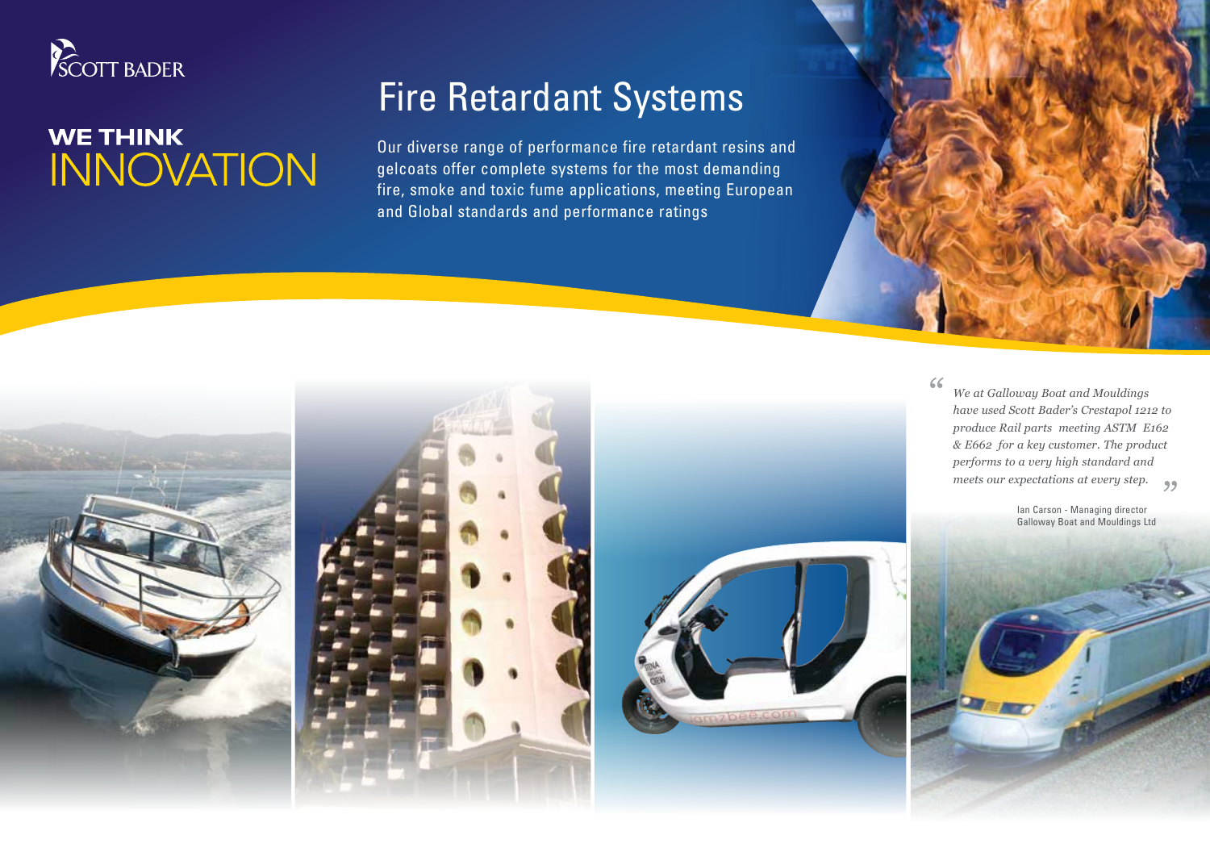SCOTT BADER

**WE THINK**
INNOVATION

# Fire Retardant Systems

Our diverse range of performance fire retardant resins and gelcoats offer complete systems for the most demanding fire, smoke and toxic fume applications, meeting European and Global standards and performance ratings

> *"We at Galloway Boat and Mouldings have used Scott Bader's Crestapol 1212 to produce Rail parts meeting ASTM E162 & E662 for a key customer. The product performs to a very high standard and meets our expectations at every step."*
>
> Ian Carson - Managing director
> Galloway Boat and Mouldings Ltd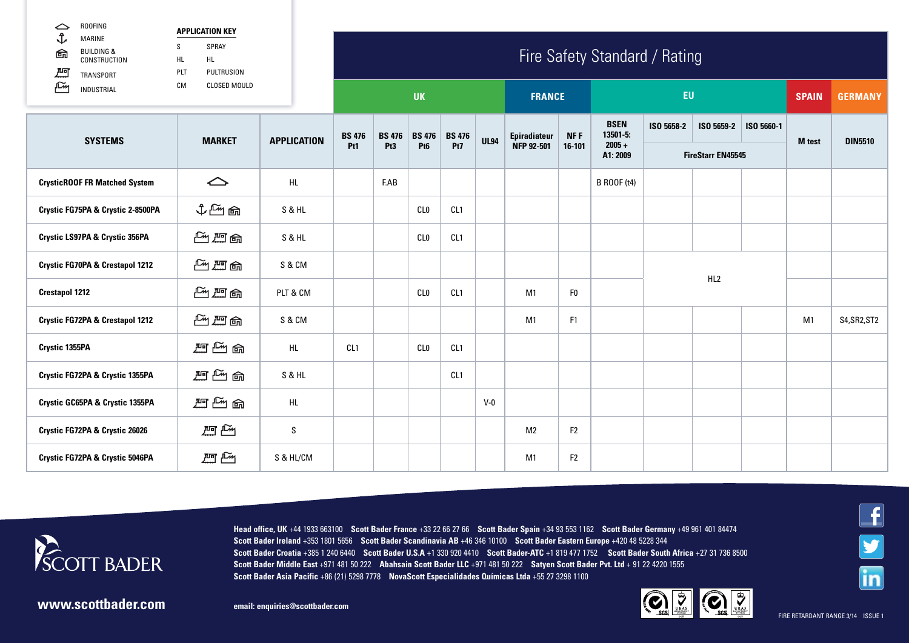ROOFING
MARINE
BUILDING & CONSTRUCTION
TRANSPORT
INDUSTRIAL

**APPLICATION KEY**

| | |
|---|---|
| S | SPRAY |
| HL | HL |
| PLT | PULTRUSION |
| CM | CLOSED MOULD |

# Fire Safety Standard / Rating

| SYSTEMS | MARKET | APPLICATION | UK | | | | | FRANCE | | EU | | | | SPAIN | GERMANY |
|---|---|---|---|---|---|---|---|---|---|---|---|---|---|---|---|
| | | | BS 476 Pt1 | BS 476 Pt3 | BS 476 Pt6 | BS 476 Pt7 | UL94 | Epiradiateur NFP 92-501 | NF F 16-101 | BSEN 13501-5: 2005 + A1: 2009 | ISO 5658-2 | ISO 5659-2 | ISO 5660-1 | M test | DIN5510 |
| | | | | | | | | | | | FireStarr EN45545 | | | | |
| CrysticROOF FR Matched System | Roofing | HL | | F.AB | | | | | | B ROOF (t4) | | | | | |
| Crystic FG75PA & Crystic 2-8500PA | Marine, Industrial, Building & Construction | S & HL | | | CL0 | CL1 | | | | | | | | | |
| Crystic LS97PA & Crystic 356PA | Industrial, Transport, Building & Construction | S & HL | | | CL0 | CL1 | | | | | | | | | |
| Crystic FG70PA & Crestapol 1212 | Industrial, Transport, Building & Construction | S & CM | | | | | | | | | HL2 | | | | |
| Crestapol 1212 | Industrial, Transport, Building & Construction | PLT & CM | | | CL0 | CL1 | | M1 | F0 | | HL2 | | | | |
| Crystic FG72PA & Crestapol 1212 | Industrial, Transport, Building & Construction | S & CM | | | | | | M1 | F1 | | | | | M1 | S4,SR2,ST2 |
| Crystic 1355PA | Transport, Industrial, Building & Construction | HL | CL1 | | CL0 | CL1 | | | | | | | | | |
| Crystic FG72PA & Crystic 1355PA | Transport, Industrial, Building & Construction | S & HL | | | | CL1 | | | | | | | | | |
| Crystic GC65PA & Crystic 1355PA | Transport, Industrial, Building & Construction | HL | | | | | V-0 | | | | | | | | |
| Crystic FG72PA & Crystic 26026 | Transport, Industrial | S | | | | | | M2 | F2 | | | | | | |
| Crystic FG72PA & Crystic 5046PA | Transport, Industrial | S & HL/CM | | | | | | M1 | F2 | | | | | | |

SCOTT BADER

**www.scottbader.com**

**Head office, UK** +44 1933 663100 **Scott Bader France** +33 22 66 27 66 **Scott Bader Spain** +34 93 553 1162 **Scott Bader Germany** +49 961 401 84474
**Scott Bader Ireland** +353 1801 5656 **Scott Bader Scandinavia AB** +46 346 10100 **Scott Bader Eastern Europe** +420 48 5228 344
**Scott Bader Croatia** +385 1 240 6440 **Scott Bader U.S.A** +1 330 920 4410 **Scott Bader-ATC** +1 819 477 1752 **Scott Bader South Africa** +27 31 736 8500
**Scott Bader Middle East** +971 481 50 222 **Abahsain Scott Bader LLC** +971 481 50 222 **Satyen Scott Bader Pvt. Ltd** + 91 22 4220 1555
**Scott Bader Asia Pacific** +86 (21) 5298 7778 **NovaScott Especialidades Químicas Ltda** +55 27 3298 1100

**email: enquiries@scottbader.com**

FIRE RETARDANT RANGE 3/14 ISSUE 1